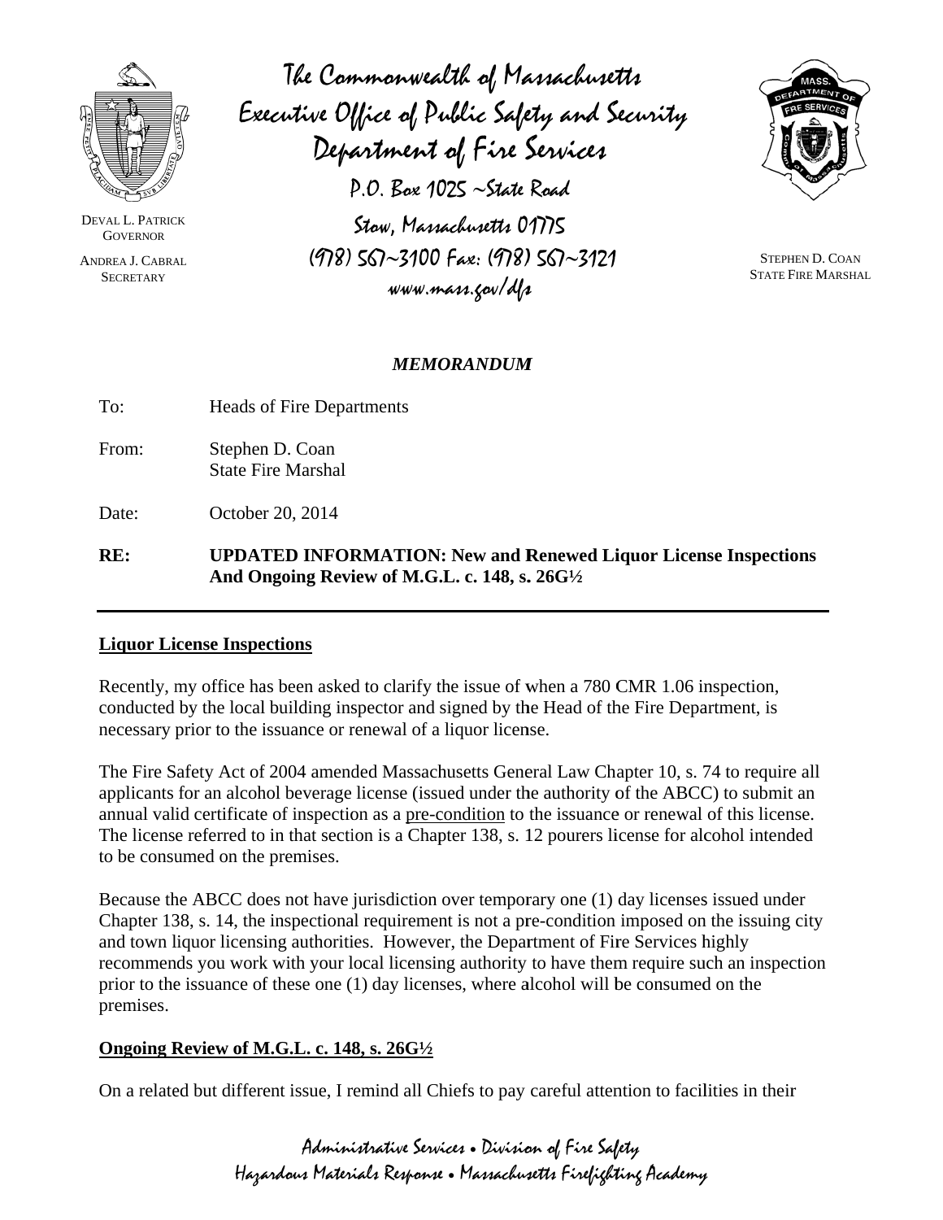The Commonwealth of Massachusetts
Executive Office of Public Safety and Security
Department of Fire Services

P.O. Box 1025 ~State Road
Stow, Massachusetts 01775
(978) 567~3100 Fax: (978) 567~3121
www.mass.gov/dfs

DEVAL L. PATRICK
GOVERNOR

ANDREA J. CABRAL
SECRETARY

STEPHEN D. COAN
STATE FIRE MARSHAL

***MEMORANDUM***

To: Heads of Fire Departments

From: Stephen D. Coan
State Fire Marshal

Date: October 20, 2014

**RE: UPDATED INFORMATION: New and Renewed Liquor License Inspections And Ongoing Review of M.G.L. c. 148, s. 26G½**

---

## Liquor License Inspections

Recently, my office has been asked to clarify the issue of when a 780 CMR 1.06 inspection, conducted by the local building inspector and signed by the Head of the Fire Department, is necessary prior to the issuance or renewal of a liquor license.

The Fire Safety Act of 2004 amended Massachusetts General Law Chapter 10, s. 74 to require all applicants for an alcohol beverage license (issued under the authority of the ABCC) to submit an annual valid certificate of inspection as a pre-condition to the issuance or renewal of this license. The license referred to in that section is a Chapter 138, s. 12 pourers license for alcohol intended to be consumed on the premises.

Because the ABCC does not have jurisdiction over temporary one (1) day licenses issued under Chapter 138, s. 14, the inspectional requirement is not a pre-condition imposed on the issuing city and town liquor licensing authorities. However, the Department of Fire Services highly recommends you work with your local licensing authority to have them require such an inspection prior to the issuance of these one (1) day licenses, where alcohol will be consumed on the premises.

## Ongoing Review of M.G.L. c. 148, s. 26G½

On a related but different issue, I remind all Chiefs to pay careful attention to facilities in their

Administrative Services • Division of Fire Safety
Hazardous Materials Response • Massachusetts Firefighting Academy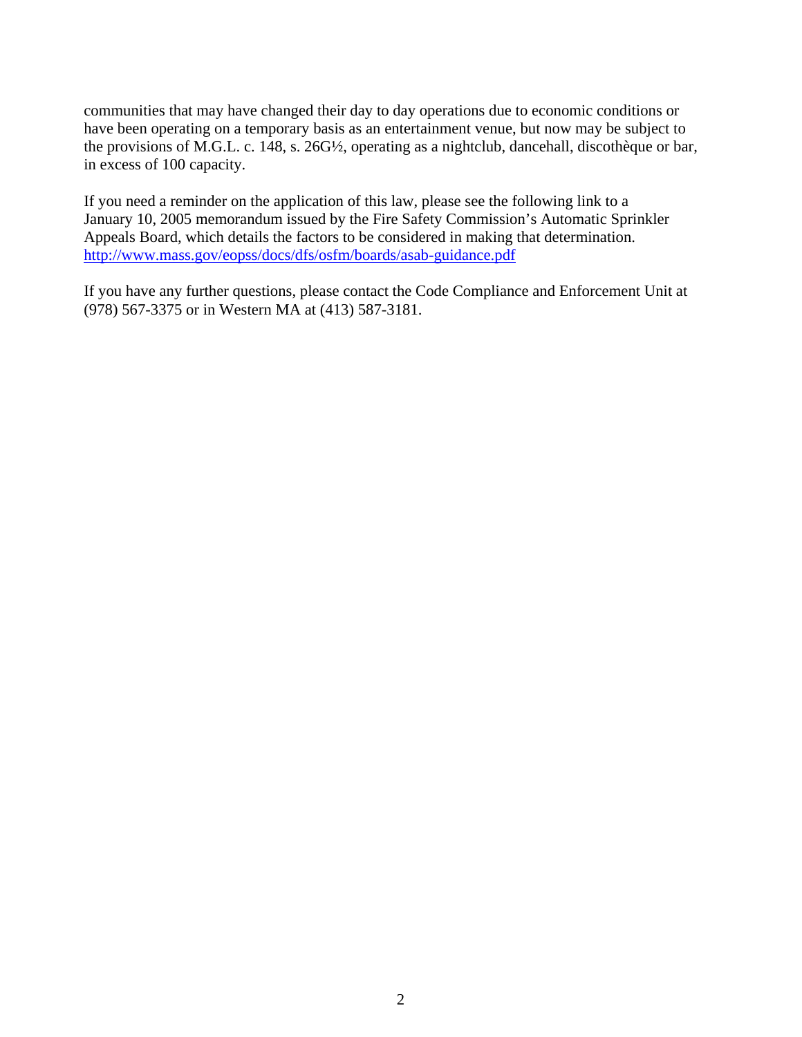communities that may have changed their day to day operations due to economic conditions or have been operating on a temporary basis as an entertainment venue, but now may be subject to the provisions of M.G.L. c. 148, s. 26G½, operating as a nightclub, dancehall, discothèque or bar, in excess of 100 capacity.

If you need a reminder on the application of this law, please see the following link to a January 10, 2005 memorandum issued by the Fire Safety Commission's Automatic Sprinkler Appeals Board, which details the factors to be considered in making that determination. [http://www.mass.gov/eopss/docs/dfs/osfm/boards/asab-guidance.pdf](http://www.mass.gov/eopss/docs/dfs/osfm/boards/asab-guidance.pdf)

If you have any further questions, please contact the Code Compliance and Enforcement Unit at (978) 567-3375 or in Western MA at (413) 587-3181.